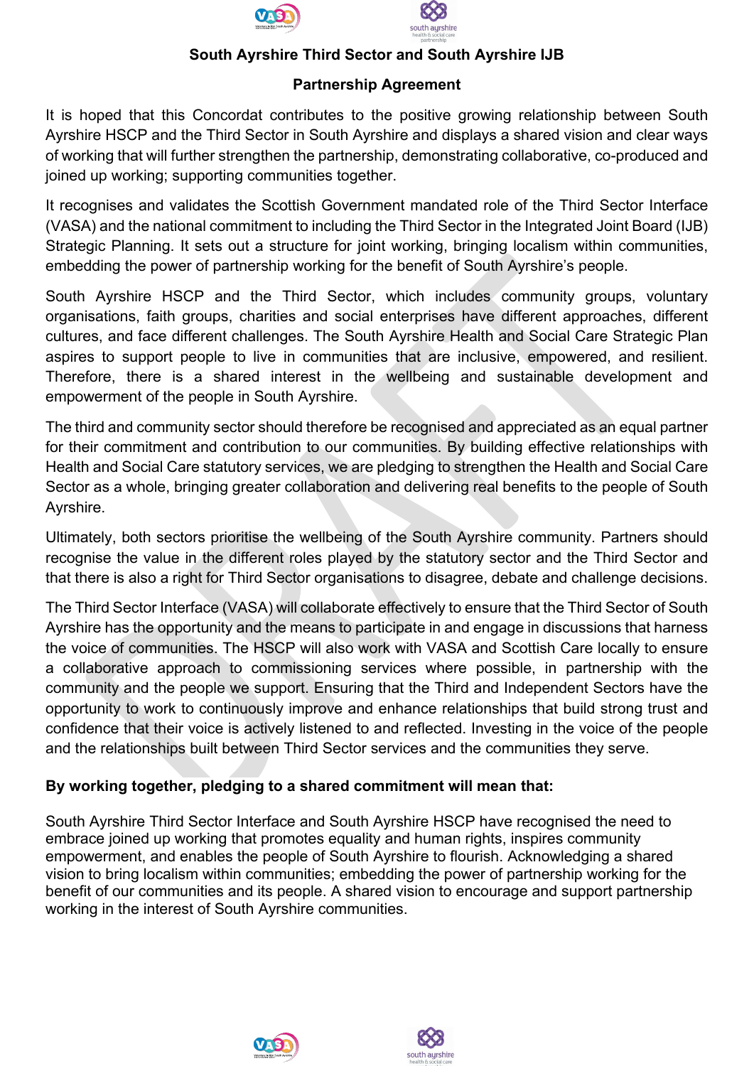**South Ayrshire Third Sector and South Ayrshire IJB**

**Partnership Agreement**

It is hoped that this Concordat contributes to the positive growing relationship between South Ayrshire HSCP and the Third Sector in South Ayrshire and displays a shared vision and clear ways of working that will further strengthen the partnership, demonstrating collaborative, co-produced and joined up working; supporting communities together.

It recognises and validates the Scottish Government mandated role of the Third Sector Interface (VASA) and the national commitment to including the Third Sector in the Integrated Joint Board (IJB) Strategic Planning. It sets out a structure for joint working, bringing localism within communities, embedding the power of partnership working for the benefit of South Ayrshire's people.

South Ayrshire HSCP and the Third Sector, which includes community groups, voluntary organisations, faith groups, charities and social enterprises have different approaches, different cultures, and face different challenges. The South Ayrshire Health and Social Care Strategic Plan aspires to support people to live in communities that are inclusive, empowered, and resilient. Therefore, there is a shared interest in the wellbeing and sustainable development and empowerment of the people in South Ayrshire.

The third and community sector should therefore be recognised and appreciated as an equal partner for their commitment and contribution to our communities. By building effective relationships with Health and Social Care statutory services, we are pledging to strengthen the Health and Social Care Sector as a whole, bringing greater collaboration and delivering real benefits to the people of South Ayrshire.

Ultimately, both sectors prioritise the wellbeing of the South Ayrshire community. Partners should recognise the value in the different roles played by the statutory sector and the Third Sector and that there is also a right for Third Sector organisations to disagree, debate and challenge decisions.

The Third Sector Interface (VASA) will collaborate effectively to ensure that the Third Sector of South Ayrshire has the opportunity and the means to participate in and engage in discussions that harness the voice of communities. The HSCP will also work with VASA and Scottish Care locally to ensure a collaborative approach to commissioning services where possible, in partnership with the community and the people we support. Ensuring that the Third and Independent Sectors have the opportunity to work to continuously improve and enhance relationships that build strong trust and confidence that their voice is actively listened to and reflected. Investing in the voice of the people and the relationships built between Third Sector services and the communities they serve.

**By working together, pledging to a shared commitment will mean that:**

South Ayrshire Third Sector Interface and South Ayrshire HSCP have recognised the need to embrace joined up working that promotes equality and human rights, inspires community empowerment, and enables the people of South Ayrshire to flourish. Acknowledging a shared vision to bring localism within communities; embedding the power of partnership working for the benefit of our communities and its people. A shared vision to encourage and support partnership working in the interest of South Ayrshire communities.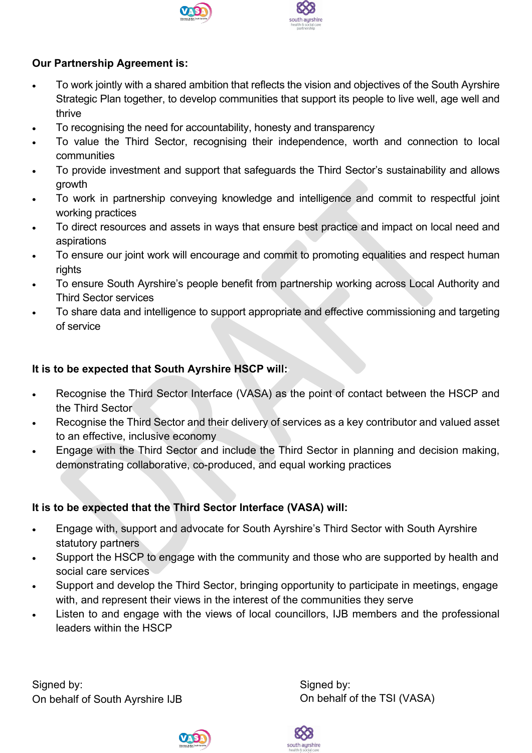**Our Partnership Agreement is:**

- To work jointly with a shared ambition that reflects the vision and objectives of the South Ayrshire Strategic Plan together, to develop communities that support its people to live well, age well and thrive
- To recognising the need for accountability, honesty and transparency
- To value the Third Sector, recognising their independence, worth and connection to local communities
- To provide investment and support that safeguards the Third Sector's sustainability and allows growth
- To work in partnership conveying knowledge and intelligence and commit to respectful joint working practices
- To direct resources and assets in ways that ensure best practice and impact on local need and aspirations
- To ensure our joint work will encourage and commit to promoting equalities and respect human rights
- To ensure South Ayrshire's people benefit from partnership working across Local Authority and Third Sector services
- To share data and intelligence to support appropriate and effective commissioning and targeting of service

**It is to be expected that South Ayrshire HSCP will:**

- Recognise the Third Sector Interface (VASA) as the point of contact between the HSCP and the Third Sector
- Recognise the Third Sector and their delivery of services as a key contributor and valued asset to an effective, inclusive economy
- Engage with the Third Sector and include the Third Sector in planning and decision making, demonstrating collaborative, co-produced, and equal working practices

**It is to be expected that the Third Sector Interface (VASA) will:**

- Engage with, support and advocate for South Ayrshire's Third Sector with South Ayrshire statutory partners
- Support the HSCP to engage with the community and those who are supported by health and social care services
- Support and develop the Third Sector, bringing opportunity to participate in meetings, engage with, and represent their views in the interest of the communities they serve
- Listen to and engage with the views of local councillors, IJB members and the professional leaders within the HSCP

Signed by:
On behalf of South Ayrshire IJB

Signed by:
On behalf of the TSI (VASA)